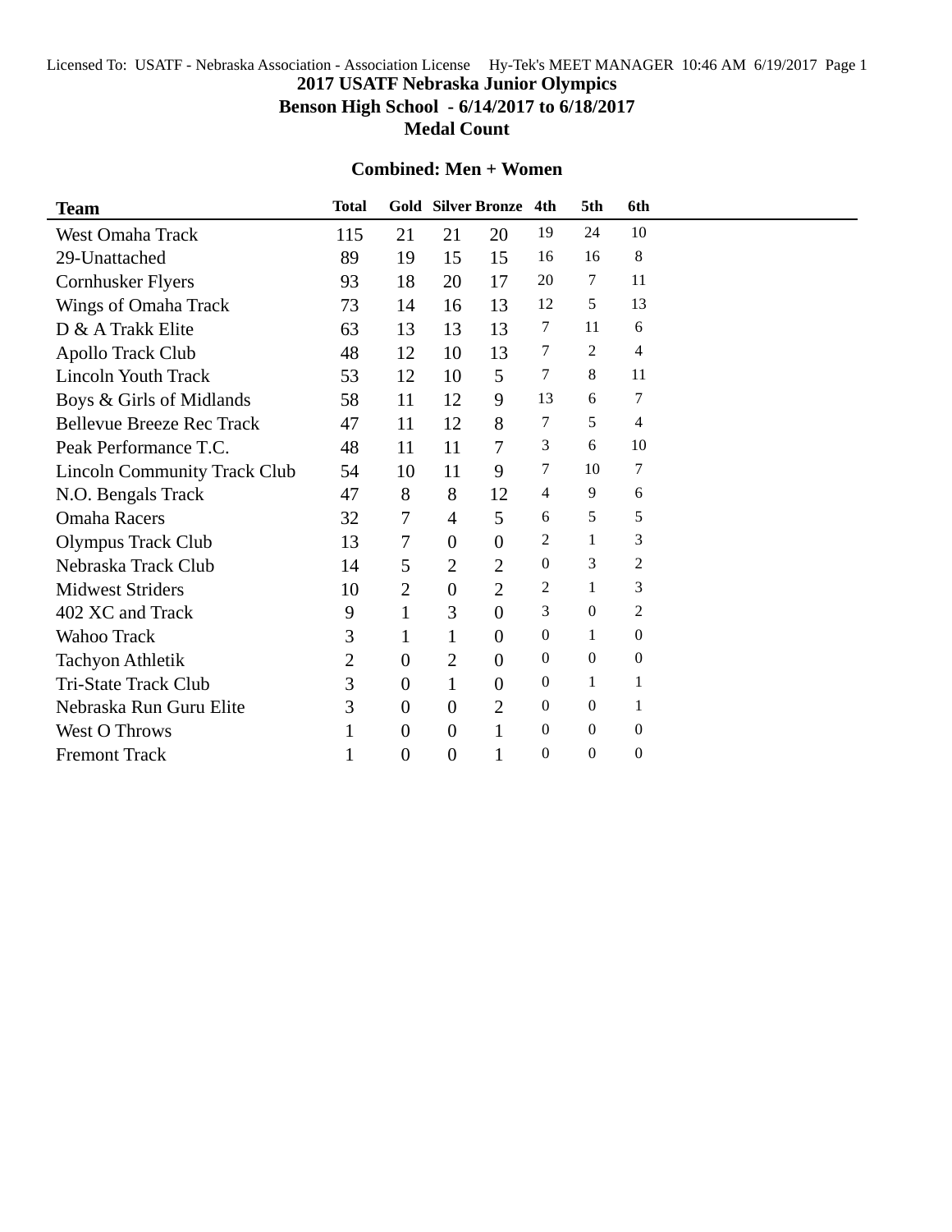# 2017 USATF Nebraska Junior Olympics

## Benson High School - 6/14/2017 to 6/18/2017

## Medal Count

### Combined: Men + Women

| Team | Total | Gold | Silver | Bronze | 4th | 5th | 6th |
|---|---|---|---|---|---|---|---|
| West Omaha Track | 115 | 21 | 21 | 20 | 19 | 24 | 10 |
| 29-Unattached | 89 | 19 | 15 | 15 | 16 | 16 | 8 |
| Cornhusker Flyers | 93 | 18 | 20 | 17 | 20 | 7 | 11 |
| Wings of Omaha Track | 73 | 14 | 16 | 13 | 12 | 5 | 13 |
| D & A Trakk Elite | 63 | 13 | 13 | 13 | 7 | 11 | 6 |
| Apollo Track Club | 48 | 12 | 10 | 13 | 7 | 2 | 4 |
| Lincoln Youth Track | 53 | 12 | 10 | 5 | 7 | 8 | 11 |
| Boys & Girls of Midlands | 58 | 11 | 12 | 9 | 13 | 6 | 7 |
| Bellevue Breeze Rec Track | 47 | 11 | 12 | 8 | 7 | 5 | 4 |
| Peak Performance T.C. | 48 | 11 | 11 | 7 | 3 | 6 | 10 |
| Lincoln Community Track Club | 54 | 10 | 11 | 9 | 7 | 10 | 7 |
| N.O. Bengals Track | 47 | 8 | 8 | 12 | 4 | 9 | 6 |
| Omaha Racers | 32 | 7 | 4 | 5 | 6 | 5 | 5 |
| Olympus Track Club | 13 | 7 | 0 | 0 | 2 | 1 | 3 |
| Nebraska Track Club | 14 | 5 | 2 | 2 | 0 | 3 | 2 |
| Midwest Striders | 10 | 2 | 0 | 2 | 2 | 1 | 3 |
| 402 XC and Track | 9 | 1 | 3 | 0 | 3 | 0 | 2 |
| Wahoo Track | 3 | 1 | 1 | 0 | 0 | 1 | 0 |
| Tachyon Athletik | 2 | 0 | 2 | 0 | 0 | 0 | 0 |
| Tri-State Track Club | 3 | 0 | 1 | 0 | 0 | 1 | 1 |
| Nebraska Run Guru Elite | 3 | 0 | 0 | 2 | 0 | 0 | 1 |
| West O Throws | 1 | 0 | 0 | 1 | 0 | 0 | 0 |
| Fremont Track | 1 | 0 | 0 | 1 | 0 | 0 | 0 |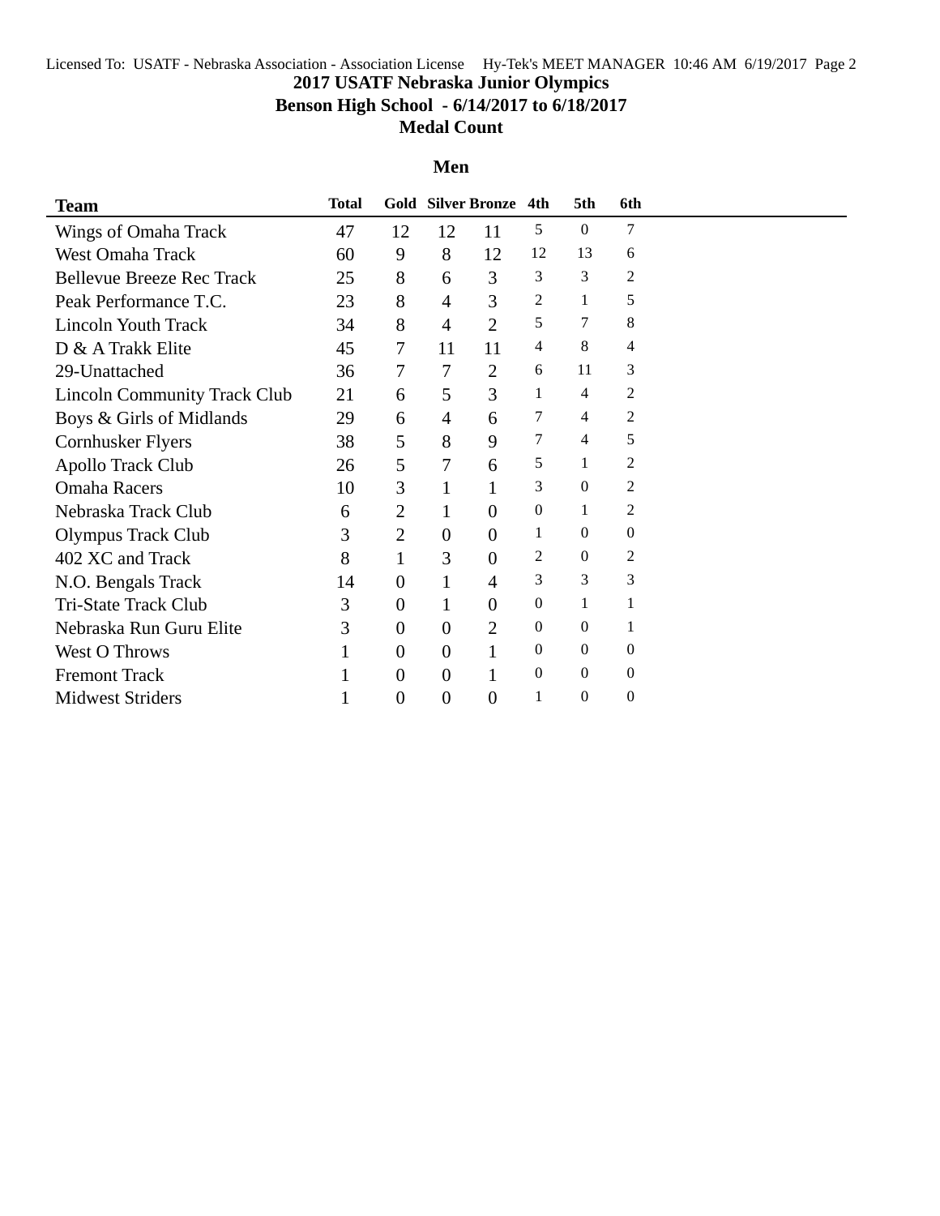# 2017 USATF Nebraska Junior Olympics

## Benson High School - 6/14/2017 to 6/18/2017

## Medal Count

### Men

| Team | Total | Gold | Silver | Bronze | 4th | 5th | 6th |
|---|---|---|---|---|---|---|---|
| Wings of Omaha Track | 47 | 12 | 12 | 11 | 5 | 0 | 7 |
| West Omaha Track | 60 | 9 | 8 | 12 | 12 | 13 | 6 |
| Bellevue Breeze Rec Track | 25 | 8 | 6 | 3 | 3 | 3 | 2 |
| Peak Performance T.C. | 23 | 8 | 4 | 3 | 2 | 1 | 5 |
| Lincoln Youth Track | 34 | 8 | 4 | 2 | 5 | 7 | 8 |
| D & A Trakk Elite | 45 | 7 | 11 | 11 | 4 | 8 | 4 |
| 29-Unattached | 36 | 7 | 7 | 2 | 6 | 11 | 3 |
| Lincoln Community Track Club | 21 | 6 | 5 | 3 | 1 | 4 | 2 |
| Boys & Girls of Midlands | 29 | 6 | 4 | 6 | 7 | 4 | 2 |
| Cornhusker Flyers | 38 | 5 | 8 | 9 | 7 | 4 | 5 |
| Apollo Track Club | 26 | 5 | 7 | 6 | 5 | 1 | 2 |
| Omaha Racers | 10 | 3 | 1 | 1 | 3 | 0 | 2 |
| Nebraska Track Club | 6 | 2 | 1 | 0 | 0 | 1 | 2 |
| Olympus Track Club | 3 | 2 | 0 | 0 | 1 | 0 | 0 |
| 402 XC and Track | 8 | 1 | 3 | 0 | 2 | 0 | 2 |
| N.O. Bengals Track | 14 | 0 | 1 | 4 | 3 | 3 | 3 |
| Tri-State Track Club | 3 | 0 | 1 | 0 | 0 | 1 | 1 |
| Nebraska Run Guru Elite | 3 | 0 | 0 | 2 | 0 | 0 | 1 |
| West O Throws | 1 | 0 | 0 | 1 | 0 | 0 | 0 |
| Fremont Track | 1 | 0 | 0 | 1 | 0 | 0 | 0 |
| Midwest Striders | 1 | 0 | 0 | 0 | 1 | 0 | 0 |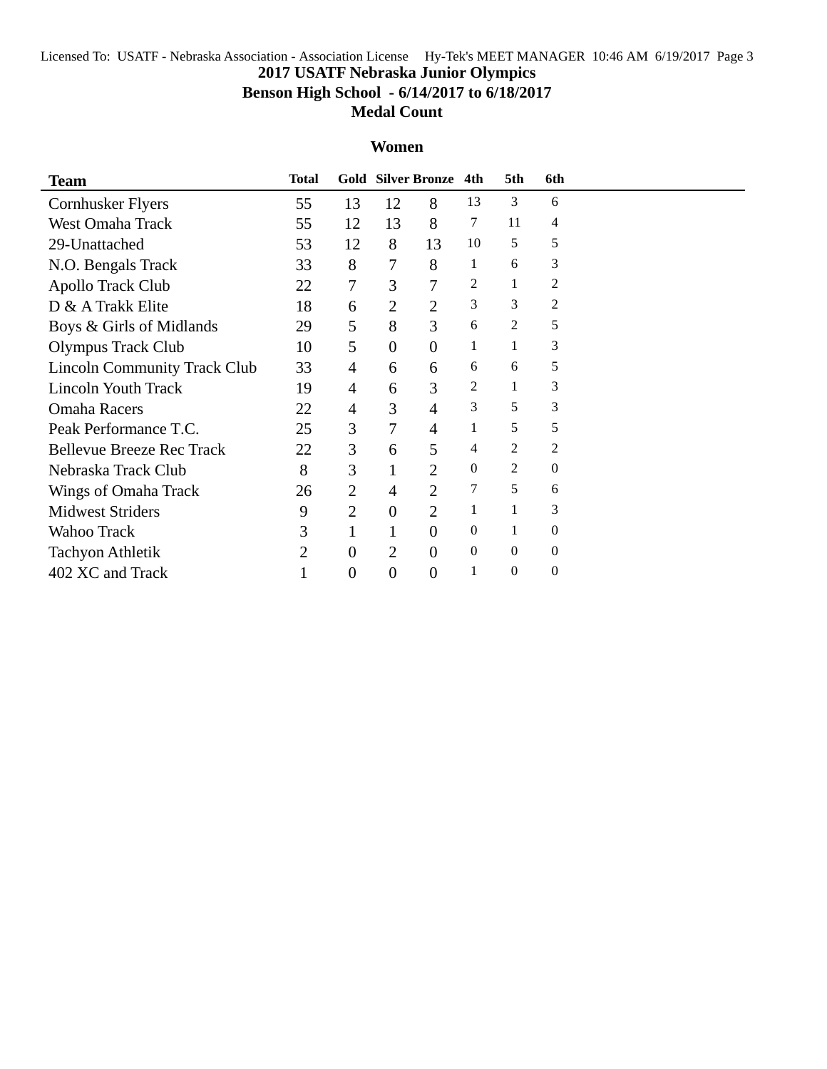# 2017 USATF Nebraska Junior Olympics

## Benson High School - 6/14/2017 to 6/18/2017

## Medal Count

### Women

| Team | Total | Gold | Silver | Bronze | 4th | 5th | 6th |
|---|---|---|---|---|---|---|---|
| Cornhusker Flyers | 55 | 13 | 12 | 8 | 13 | 3 | 6 |
| West Omaha Track | 55 | 12 | 13 | 8 | 7 | 11 | 4 |
| 29-Unattached | 53 | 12 | 8 | 13 | 10 | 5 | 5 |
| N.O. Bengals Track | 33 | 8 | 7 | 8 | 1 | 6 | 3 |
| Apollo Track Club | 22 | 7 | 3 | 7 | 2 | 1 | 2 |
| D & A Trakk Elite | 18 | 6 | 2 | 2 | 3 | 3 | 2 |
| Boys & Girls of Midlands | 29 | 5 | 8 | 3 | 6 | 2 | 5 |
| Olympus Track Club | 10 | 5 | 0 | 0 | 1 | 1 | 3 |
| Lincoln Community Track Club | 33 | 4 | 6 | 6 | 6 | 6 | 5 |
| Lincoln Youth Track | 19 | 4 | 6 | 3 | 2 | 1 | 3 |
| Omaha Racers | 22 | 4 | 3 | 4 | 3 | 5 | 3 |
| Peak Performance T.C. | 25 | 3 | 7 | 4 | 1 | 5 | 5 |
| Bellevue Breeze Rec Track | 22 | 3 | 6 | 5 | 4 | 2 | 2 |
| Nebraska Track Club | 8 | 3 | 1 | 2 | 0 | 2 | 0 |
| Wings of Omaha Track | 26 | 2 | 4 | 2 | 7 | 5 | 6 |
| Midwest Striders | 9 | 2 | 0 | 2 | 1 | 1 | 3 |
| Wahoo Track | 3 | 1 | 1 | 0 | 0 | 1 | 0 |
| Tachyon Athletik | 2 | 0 | 2 | 0 | 0 | 0 | 0 |
| 402 XC and Track | 1 | 0 | 0 | 0 | 1 | 0 | 0 |